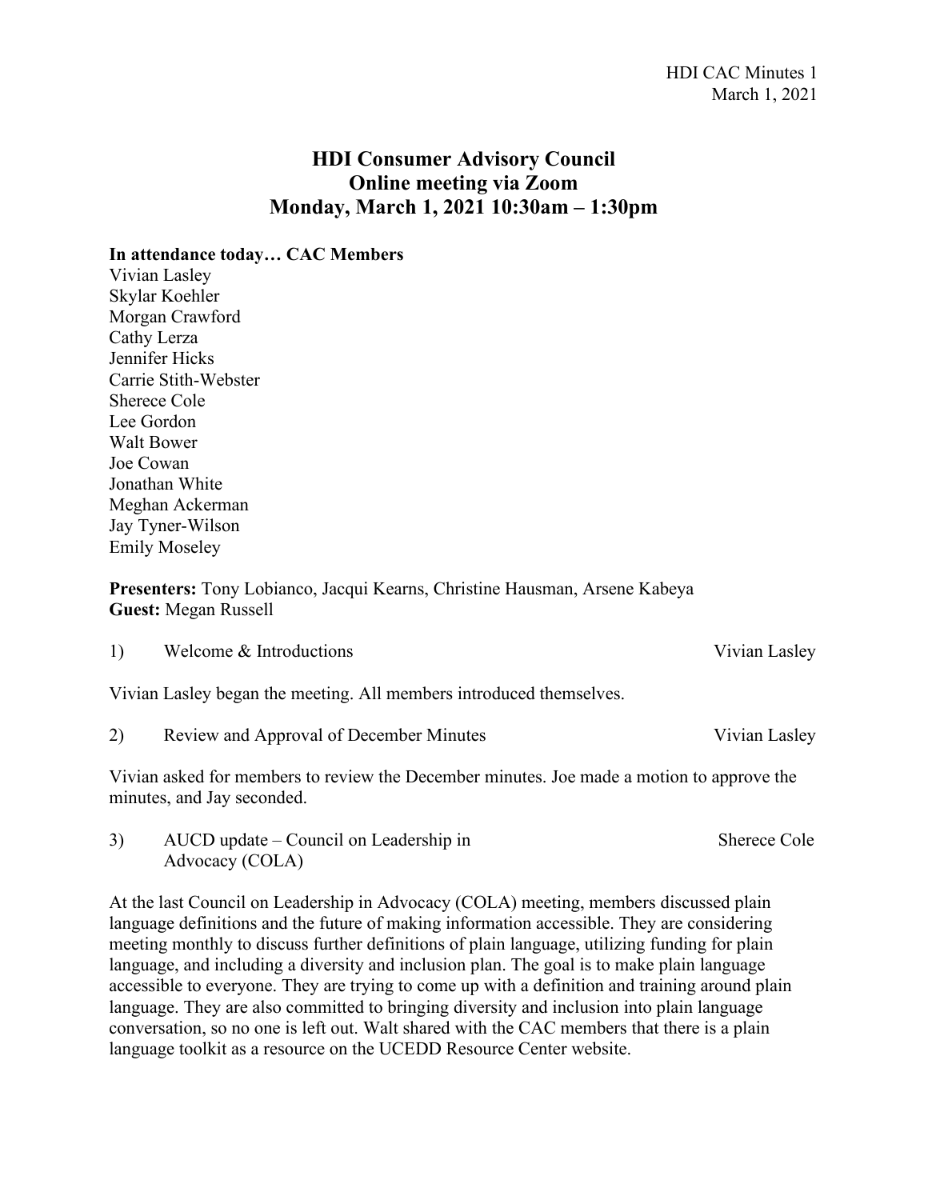# HDI Consumer Advisory Council
## Online meeting via Zoom
## Monday, March 1, 2021 10:30am – 1:30pm

**In attendance today… CAC Members**

Vivian Lasley
Skylar Koehler
Morgan Crawford
Cathy Lerza
Jennifer Hicks
Carrie Stith-Webster
Sherece Cole
Lee Gordon
Walt Bower
Joe Cowan
Jonathan White
Meghan Ackerman
Jay Tyner-Wilson
Emily Moseley

**Presenters:** Tony Lobianco, Jacqui Kearns, Christine Hausman, Arsene Kabeya
**Guest:** Megan Russell

1) Welcome & Introductions — Vivian Lasley

Vivian Lasley began the meeting. All members introduced themselves.

2) Review and Approval of December Minutes — Vivian Lasley

Vivian asked for members to review the December minutes. Joe made a motion to approve the minutes, and Jay seconded.

3) AUCD update – Council on Leadership in Advocacy (COLA) — Sherece Cole

At the last Council on Leadership in Advocacy (COLA) meeting, members discussed plain language definitions and the future of making information accessible. They are considering meeting monthly to discuss further definitions of plain language, utilizing funding for plain language, and including a diversity and inclusion plan. The goal is to make plain language accessible to everyone. They are trying to come up with a definition and training around plain language. They are also committed to bringing diversity and inclusion into plain language conversation, so no one is left out. Walt shared with the CAC members that there is a plain language toolkit as a resource on the UCEDD Resource Center website.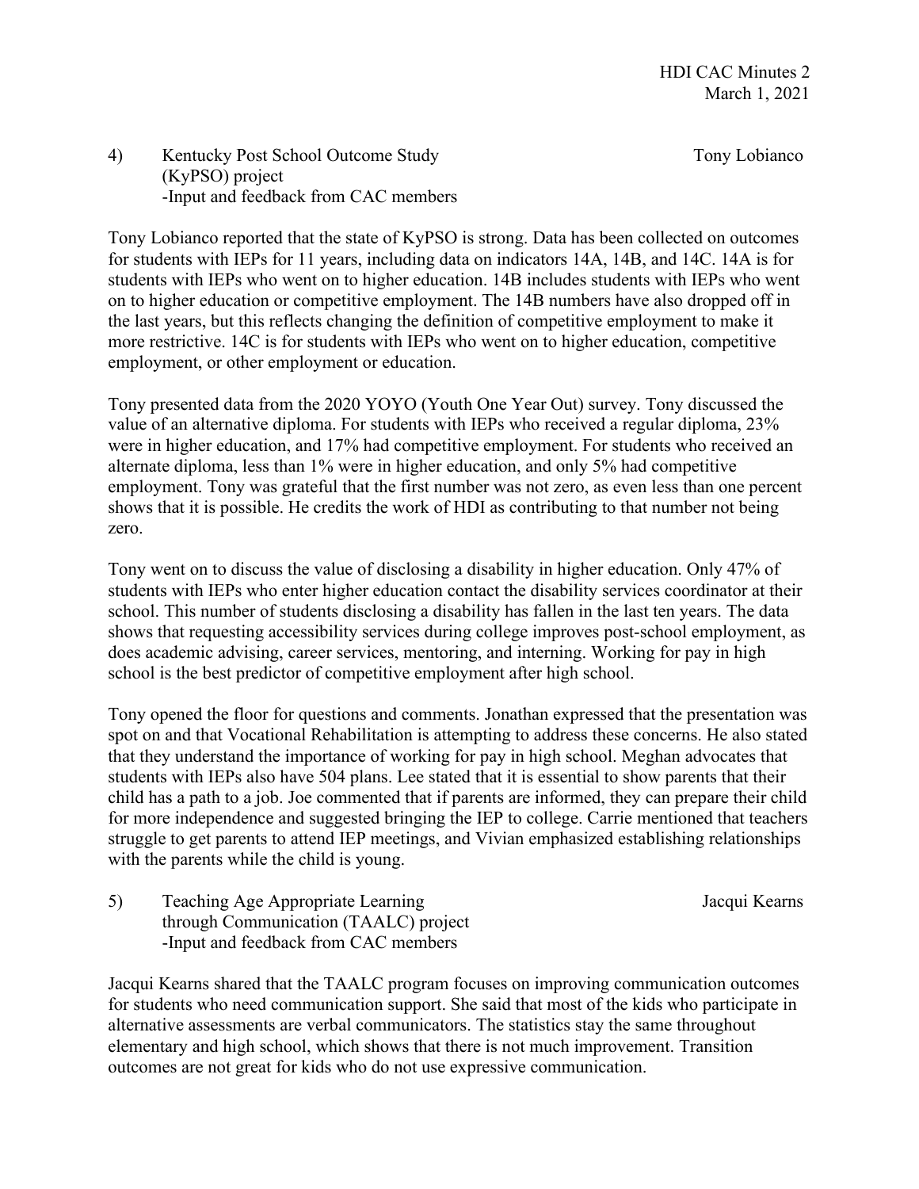4) Kentucky Post School Outcome Study (KyPSO) project — Tony Lobianco
-Input and feedback from CAC members

Tony Lobianco reported that the state of KyPSO is strong. Data has been collected on outcomes for students with IEPs for 11 years, including data on indicators 14A, 14B, and 14C. 14A is for students with IEPs who went on to higher education. 14B includes students with IEPs who went on to higher education or competitive employment. The 14B numbers have also dropped off in the last years, but this reflects changing the definition of competitive employment to make it more restrictive. 14C is for students with IEPs who went on to higher education, competitive employment, or other employment or education.

Tony presented data from the 2020 YOYO (Youth One Year Out) survey. Tony discussed the value of an alternative diploma. For students with IEPs who received a regular diploma, 23% were in higher education, and 17% had competitive employment. For students who received an alternate diploma, less than 1% were in higher education, and only 5% had competitive employment. Tony was grateful that the first number was not zero, as even less than one percent shows that it is possible. He credits the work of HDI as contributing to that number not being zero.

Tony went on to discuss the value of disclosing a disability in higher education. Only 47% of students with IEPs who enter higher education contact the disability services coordinator at their school. This number of students disclosing a disability has fallen in the last ten years. The data shows that requesting accessibility services during college improves post-school employment, as does academic advising, career services, mentoring, and interning. Working for pay in high school is the best predictor of competitive employment after high school.

Tony opened the floor for questions and comments. Jonathan expressed that the presentation was spot on and that Vocational Rehabilitation is attempting to address these concerns. He also stated that they understand the importance of working for pay in high school. Meghan advocates that students with IEPs also have 504 plans. Lee stated that it is essential to show parents that their child has a path to a job. Joe commented that if parents are informed, they can prepare their child for more independence and suggested bringing the IEP to college. Carrie mentioned that teachers struggle to get parents to attend IEP meetings, and Vivian emphasized establishing relationships with the parents while the child is young.

5) Teaching Age Appropriate Learning through Communication (TAALC) project — Jacqui Kearns
-Input and feedback from CAC members

Jacqui Kearns shared that the TAALC program focuses on improving communication outcomes for students who need communication support. She said that most of the kids who participate in alternative assessments are verbal communicators. The statistics stay the same throughout elementary and high school, which shows that there is not much improvement. Transition outcomes are not great for kids who do not use expressive communication.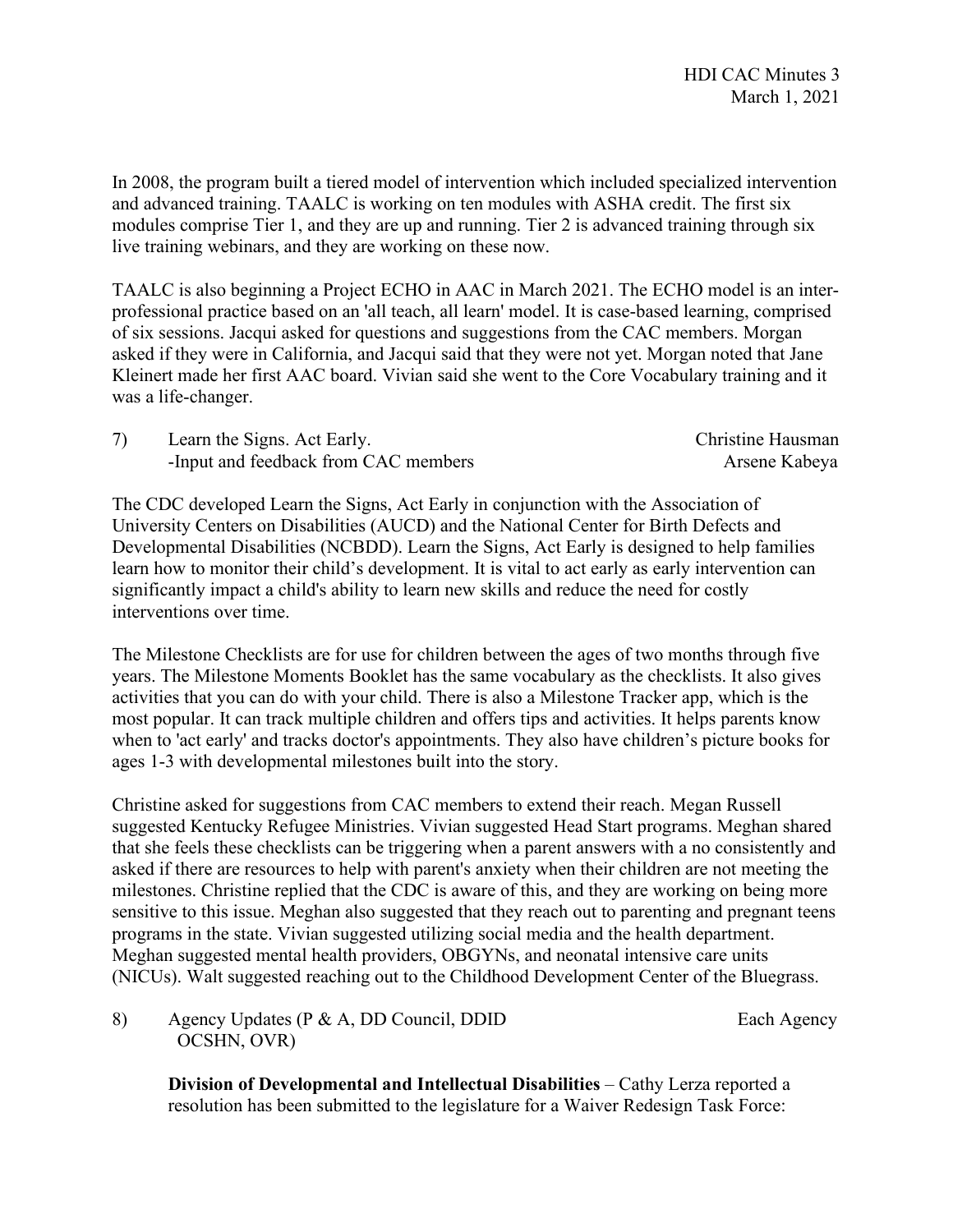In 2008, the program built a tiered model of intervention which included specialized intervention and advanced training. TAALC is working on ten modules with ASHA credit. The first six modules comprise Tier 1, and they are up and running. Tier 2 is advanced training through six live training webinars, and they are working on these now.

TAALC is also beginning a Project ECHO in AAC in March 2021. The ECHO model is an inter-professional practice based on an 'all teach, all learn' model. It is case-based learning, comprised of six sessions. Jacqui asked for questions and suggestions from the CAC members. Morgan asked if they were in California, and Jacqui said that they were not yet. Morgan noted that Jane Kleinert made her first AAC board. Vivian said she went to the Core Vocabulary training and it was a life-changer.

7) Learn the Signs. Act Early. — Christine Hausman
   -Input and feedback from CAC members — Arsene Kabeya

The CDC developed Learn the Signs, Act Early in conjunction with the Association of University Centers on Disabilities (AUCD) and the National Center for Birth Defects and Developmental Disabilities (NCBDD). Learn the Signs, Act Early is designed to help families learn how to monitor their child's development. It is vital to act early as early intervention can significantly impact a child's ability to learn new skills and reduce the need for costly interventions over time.

The Milestone Checklists are for use for children between the ages of two months through five years. The Milestone Moments Booklet has the same vocabulary as the checklists. It also gives activities that you can do with your child. There is also a Milestone Tracker app, which is the most popular. It can track multiple children and offers tips and activities. It helps parents know when to 'act early' and tracks doctor's appointments. They also have children's picture books for ages 1-3 with developmental milestones built into the story.

Christine asked for suggestions from CAC members to extend their reach. Megan Russell suggested Kentucky Refugee Ministries. Vivian suggested Head Start programs. Meghan shared that she feels these checklists can be triggering when a parent answers with a no consistently and asked if there are resources to help with parent's anxiety when their children are not meeting the milestones. Christine replied that the CDC is aware of this, and they are working on being more sensitive to this issue. Meghan also suggested that they reach out to parenting and pregnant teens programs in the state. Vivian suggested utilizing social media and the health department. Meghan suggested mental health providers, OBGYNs, and neonatal intensive care units (NICUs). Walt suggested reaching out to the Childhood Development Center of the Bluegrass.

8) Agency Updates (P & A, DD Council, DDID OCSHN, OVR) — Each Agency

**Division of Developmental and Intellectual Disabilities** – Cathy Lerza reported a resolution has been submitted to the legislature for a Waiver Redesign Task Force: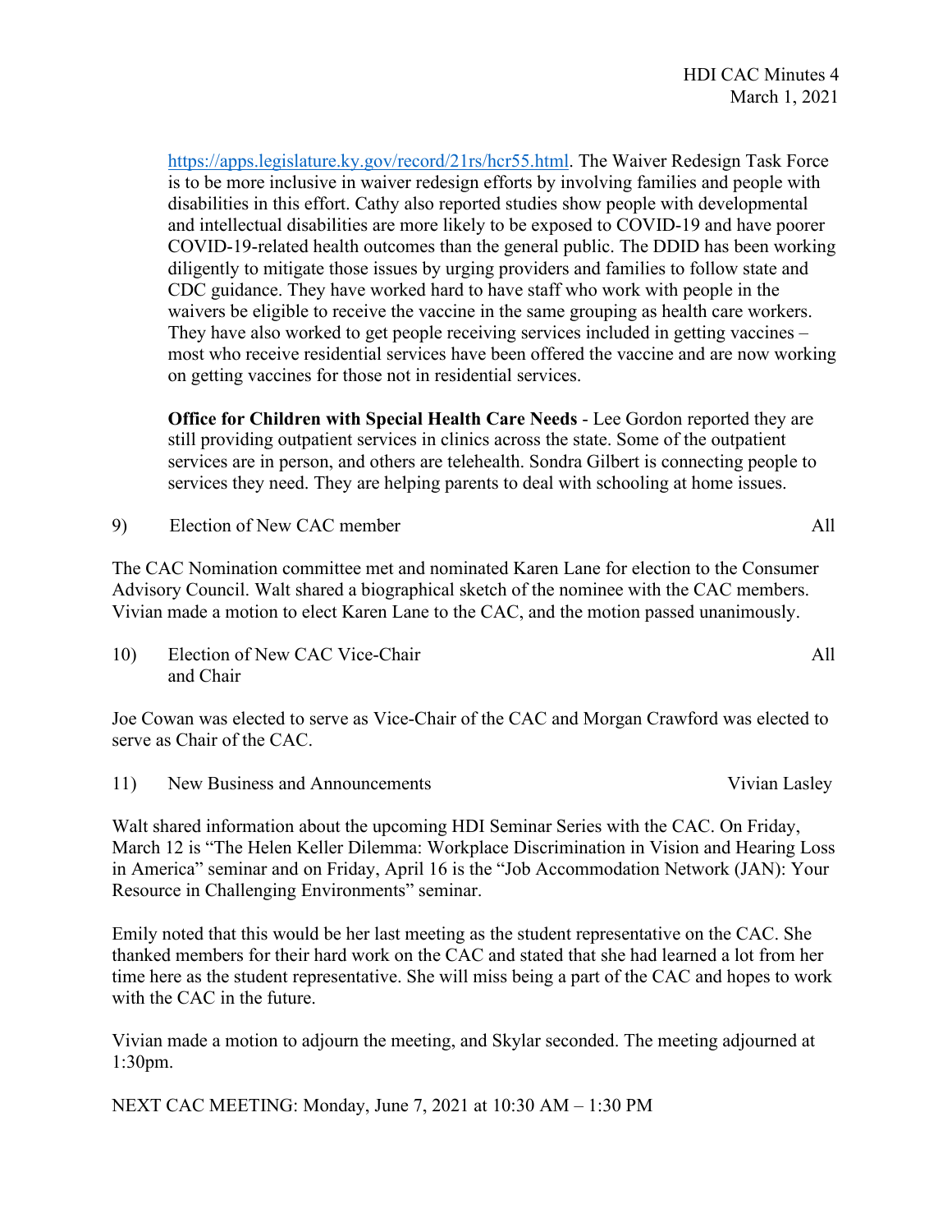https://apps.legislature.ky.gov/record/21rs/hcr55.html. The Waiver Redesign Task Force is to be more inclusive in waiver redesign efforts by involving families and people with disabilities in this effort. Cathy also reported studies show people with developmental and intellectual disabilities are more likely to be exposed to COVID-19 and have poorer COVID-19-related health outcomes than the general public. The DDID has been working diligently to mitigate those issues by urging providers and families to follow state and CDC guidance. They have worked hard to have staff who work with people in the waivers be eligible to receive the vaccine in the same grouping as health care workers. They have also worked to get people receiving services included in getting vaccines – most who receive residential services have been offered the vaccine and are now working on getting vaccines for those not in residential services.

**Office for Children with Special Health Care Needs** - Lee Gordon reported they are still providing outpatient services in clinics across the state. Some of the outpatient services are in person, and others are telehealth. Sondra Gilbert is connecting people to services they need. They are helping parents to deal with schooling at home issues.

9) Election of New CAC member — All

The CAC Nomination committee met and nominated Karen Lane for election to the Consumer Advisory Council. Walt shared a biographical sketch of the nominee with the CAC members. Vivian made a motion to elect Karen Lane to the CAC, and the motion passed unanimously.

10) Election of New CAC Vice-Chair and Chair — All

Joe Cowan was elected to serve as Vice-Chair of the CAC and Morgan Crawford was elected to serve as Chair of the CAC.

11) New Business and Announcements — Vivian Lasley

Walt shared information about the upcoming HDI Seminar Series with the CAC. On Friday, March 12 is "The Helen Keller Dilemma: Workplace Discrimination in Vision and Hearing Loss in America" seminar and on Friday, April 16 is the "Job Accommodation Network (JAN): Your Resource in Challenging Environments" seminar.

Emily noted that this would be her last meeting as the student representative on the CAC. She thanked members for their hard work on the CAC and stated that she had learned a lot from her time here as the student representative. She will miss being a part of the CAC and hopes to work with the CAC in the future.

Vivian made a motion to adjourn the meeting, and Skylar seconded. The meeting adjourned at 1:30pm.

NEXT CAC MEETING: Monday, June 7, 2021 at 10:30 AM – 1:30 PM